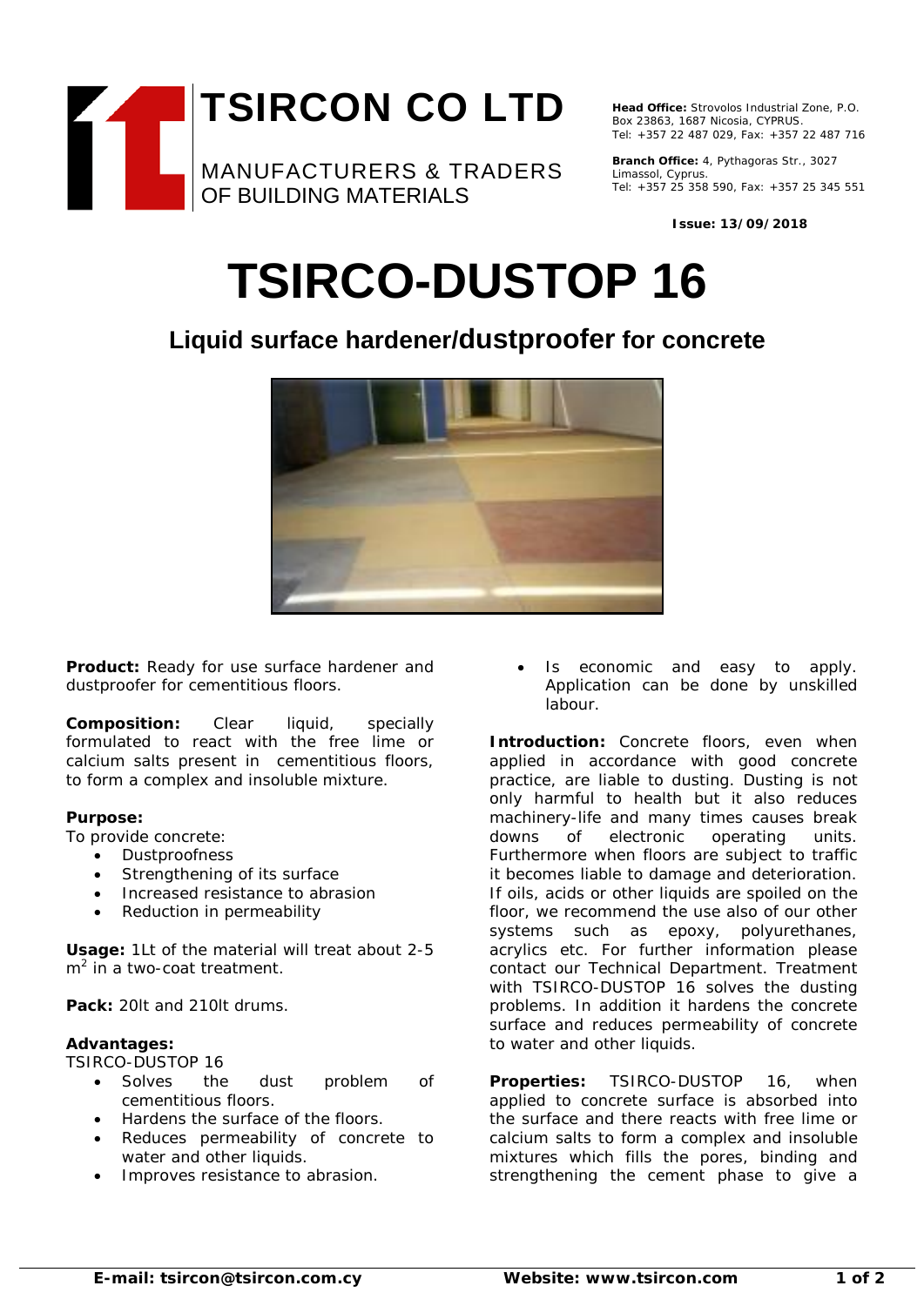# TSIRCON CO LTD

MANUFACTURERS & TRADERS OF BUILDING MATERIALS

**Head Office:** Strovolos Industrial Zone, P.O. Box 23863, 1687 Nicosia, CYPRUS.
Tel: +357 22 487 029, Fax: +357 22 487 716

**Branch Office:** 4, Pythagoras Str., 3027 Limassol, Cyprus.
Tel: +357 25 358 590, Fax: +357 25 345 551

**Issue: 13/09/2018**

# TSIRCO-DUSTOP 16

## Liquid surface hardener/dustproofer for concrete

**Product:** Ready for use surface hardener and dustproofer for cementitious floors.

**Composition:** Clear liquid, specially formulated to react with the free lime or calcium salts present in cementitious floors, to form a complex and insoluble mixture.

**Purpose:**
To provide concrete:

- Dustproofness
- Strengthening of its surface
- Increased resistance to abrasion
- Reduction in permeability

**Usage:** 1Lt of the material will treat about 2-5 $m^2$ in a two-coat treatment.

**Pack:** 20lt and 210lt drums.

**Advantages:**
TSIRCO-DUSTOP 16

- Solves the dust problem of cementitious floors.
- Hardens the surface of the floors.
- Reduces permeability of concrete to water and other liquids.
- Improves resistance to abrasion.
- Is economic and easy to apply. Application can be done by unskilled labour.

**Introduction:** Concrete floors, even when applied in accordance with good concrete practice, are liable to dusting. Dusting is not only harmful to health but it also reduces machinery-life and many times causes break downs of electronic operating units. Furthermore when floors are subject to traffic it becomes liable to damage and deterioration. If oils, acids or other liquids are spoiled on the floor, we recommend the use also of our other systems such as epoxy, polyurethanes, acrylics etc. For further information please contact our Technical Department. Treatment with TSIRCO-DUSTOP 16 solves the dusting problems. In addition it hardens the concrete surface and reduces permeability of concrete to water and other liquids.

**Properties:** TSIRCO-DUSTOP 16, when applied to concrete surface is absorbed into the surface and there reacts with free lime or calcium salts to form a complex and insoluble mixtures which fills the pores, binding and strengthening the cement phase to give a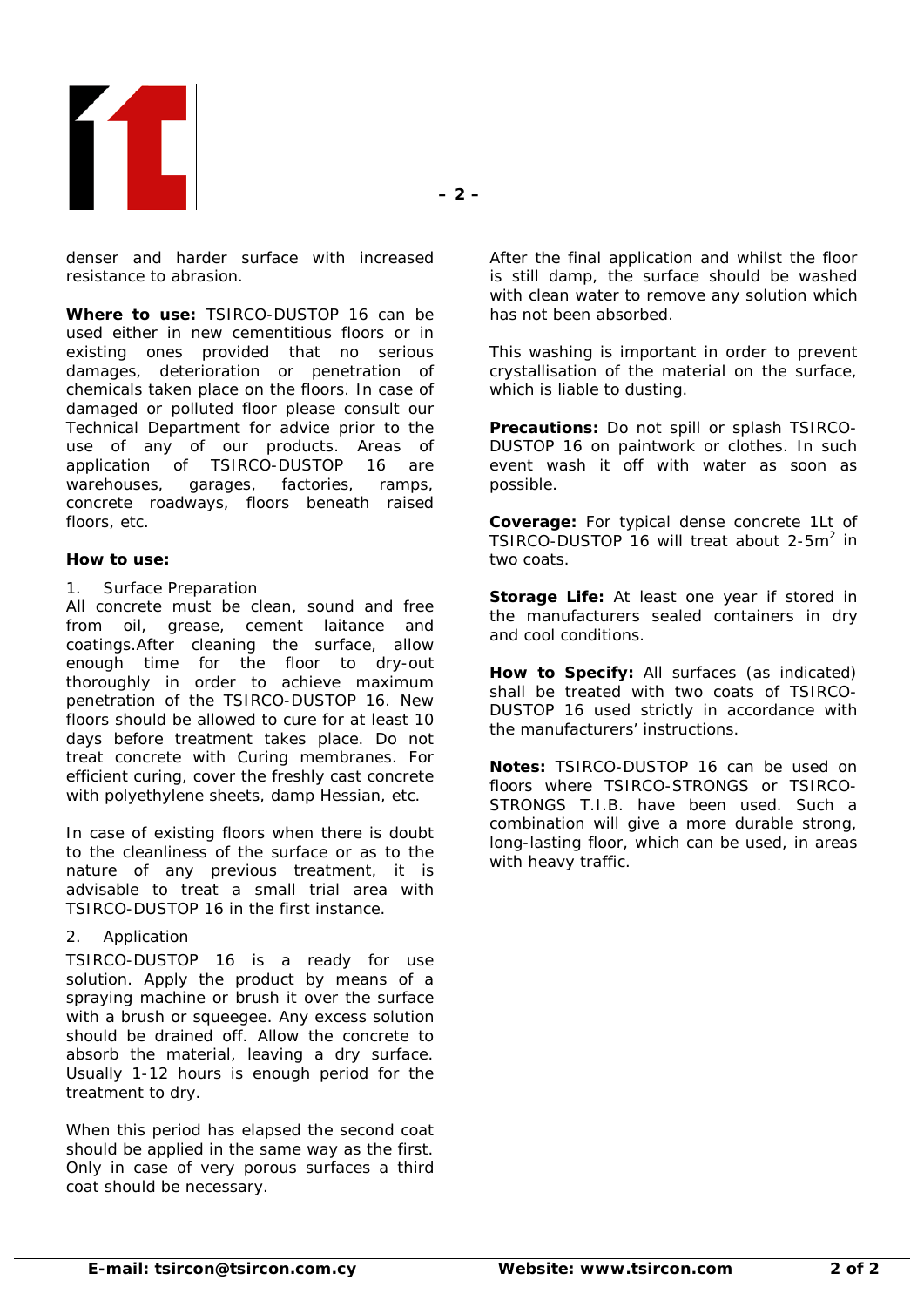denser and harder surface with increased resistance to abrasion.

**Where to use:** TSIRCO-DUSTOP 16 can be used either in new cementitious floors or in existing ones provided that no serious damages, deterioration or penetration of chemicals taken place on the floors. In case of damaged or polluted floor please consult our Technical Department for advice prior to the use of any of our products. Areas of application of TSIRCO-DUSTOP 16 are warehouses, garages, factories, ramps, concrete roadways, floors beneath raised floors, etc.

**How to use:**

1. Surface Preparation

All concrete must be clean, sound and free from oil, grease, cement laitance and coatings.After cleaning the surface, allow enough time for the floor to dry-out thoroughly in order to achieve maximum penetration of the TSIRCO-DUSTOP 16. New floors should be allowed to cure for at least 10 days before treatment takes place. Do not treat concrete with Curing membranes. For efficient curing, cover the freshly cast concrete with polyethylene sheets, damp Hessian, etc.

In case of existing floors when there is doubt to the cleanliness of the surface or as to the nature of any previous treatment, it is advisable to treat a small trial area with TSIRCO-DUSTOP 16 in the first instance.

2. Application

TSIRCO-DUSTOP 16 is a ready for use solution. Apply the product by means of a spraying machine or brush it over the surface with a brush or squeegee. Any excess solution should be drained off. Allow the concrete to absorb the material, leaving a dry surface. Usually 1-12 hours is enough period for the treatment to dry.

When this period has elapsed the second coat should be applied in the same way as the first. Only in case of very porous surfaces a third coat should be necessary.

After the final application and whilst the floor is still damp, the surface should be washed with clean water to remove any solution which has not been absorbed.

This washing is important in order to prevent crystallisation of the material on the surface, which is liable to dusting.

**Precautions:** Do not spill or splash TSIRCO-DUSTOP 16 on paintwork or clothes. In such event wash it off with water as soon as possible.

**Coverage:** For typical dense concrete 1Lt of TSIRCO-DUSTOP 16 will treat about 2-5m$^2$ in two coats.

**Storage Life:** At least one year if stored in the manufacturers sealed containers in dry and cool conditions.

**How to Specify:** All surfaces (as indicated) shall be treated with two coats of TSIRCO-DUSTOP 16 used strictly in accordance with the manufacturers' instructions.

**Notes:** TSIRCO-DUSTOP 16 can be used on floors where TSIRCO-STRONGS or TSIRCO-STRONGS T.I.B. have been used. Such a combination will give a more durable strong, long-lasting floor, which can be used, in areas with heavy traffic.

**E-mail: tsircon@tsircon.com.cy** **Website: www.tsircon.com**